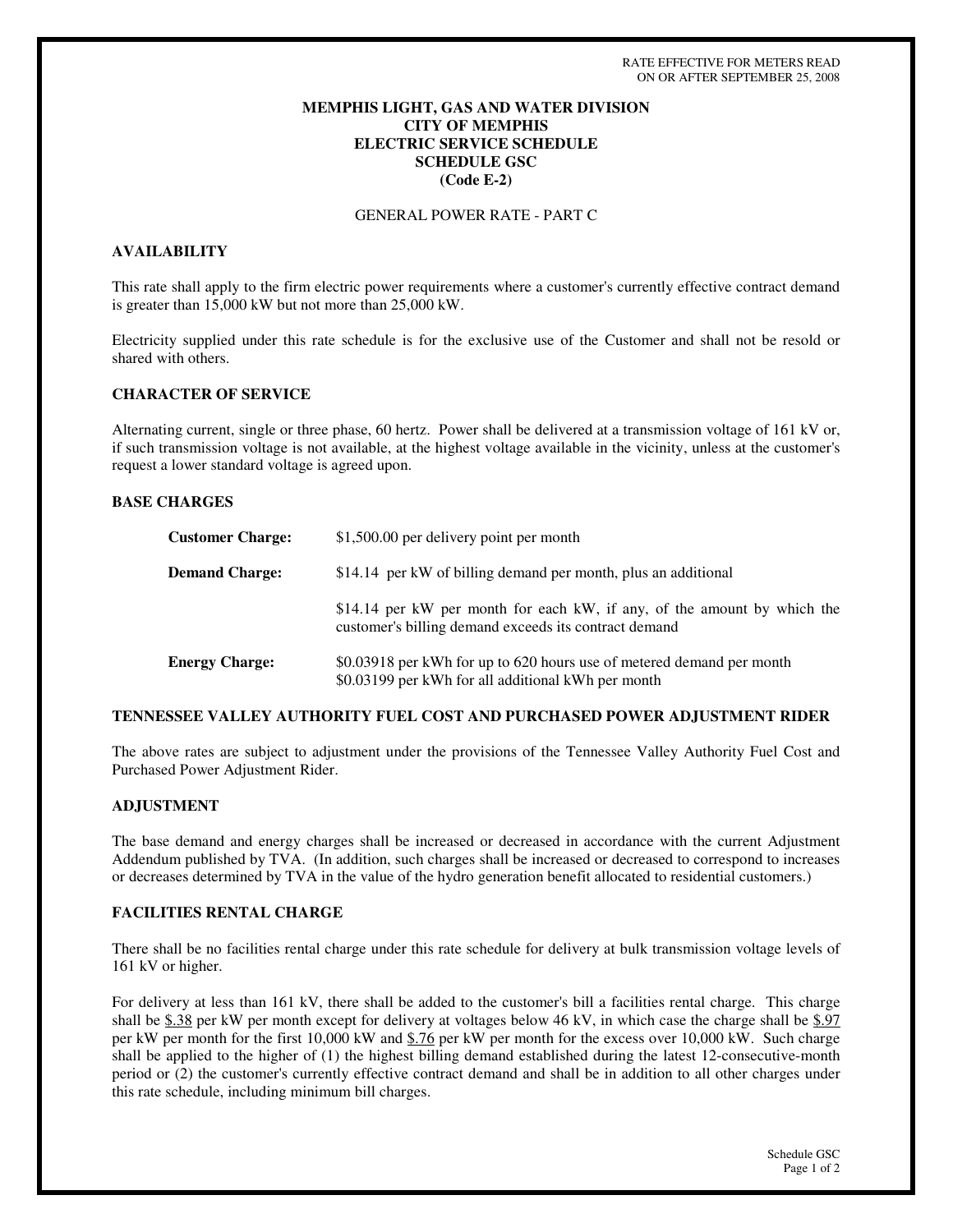RATE EFFECTIVE FOR METERS READ
ON OR AFTER SEPTEMBER 25, 2008

**MEMPHIS LIGHT, GAS AND WATER DIVISION**
**CITY OF MEMPHIS**
**ELECTRIC SERVICE SCHEDULE**
**SCHEDULE GSC**
**(Code E-2)**

GENERAL POWER RATE - PART C

## AVAILABILITY

This rate shall apply to the firm electric power requirements where a customer's currently effective contract demand is greater than 15,000 kW but not more than 25,000 kW.

Electricity supplied under this rate schedule is for the exclusive use of the Customer and shall not be resold or shared with others.

## CHARACTER OF SERVICE

Alternating current, single or three phase, 60 hertz. Power shall be delivered at a transmission voltage of 161 kV or, if such transmission voltage is not available, at the highest voltage available in the vicinity, unless at the customer's request a lower standard voltage is agreed upon.

## BASE CHARGES

**Customer Charge:** $1,500.00 per delivery point per month

**Demand Charge:** $14.14 per kW of billing demand per month, plus an additional

$14.14 per kW per month for each kW, if any, of the amount by which the customer's billing demand exceeds its contract demand

**Energy Charge:** $0.03918 per kWh for up to 620 hours use of metered demand per month
$0.03199 per kWh for all additional kWh per month

## TENNESSEE VALLEY AUTHORITY FUEL COST AND PURCHASED POWER ADJUSTMENT RIDER

The above rates are subject to adjustment under the provisions of the Tennessee Valley Authority Fuel Cost and Purchased Power Adjustment Rider.

## ADJUSTMENT

The base demand and energy charges shall be increased or decreased in accordance with the current Adjustment Addendum published by TVA. (In addition, such charges shall be increased or decreased to correspond to increases or decreases determined by TVA in the value of the hydro generation benefit allocated to residential customers.)

## FACILITIES RENTAL CHARGE

There shall be no facilities rental charge under this rate schedule for delivery at bulk transmission voltage levels of 161 kV or higher.

For delivery at less than 161 kV, there shall be added to the customer's bill a facilities rental charge. This charge shall be $.38 per kW per month except for delivery at voltages below 46 kV, in which case the charge shall be $.97 per kW per month for the first 10,000 kW and $.76 per kW per month for the excess over 10,000 kW. Such charge shall be applied to the higher of (1) the highest billing demand established during the latest 12-consecutive-month period or (2) the customer's currently effective contract demand and shall be in addition to all other charges under this rate schedule, including minimum bill charges.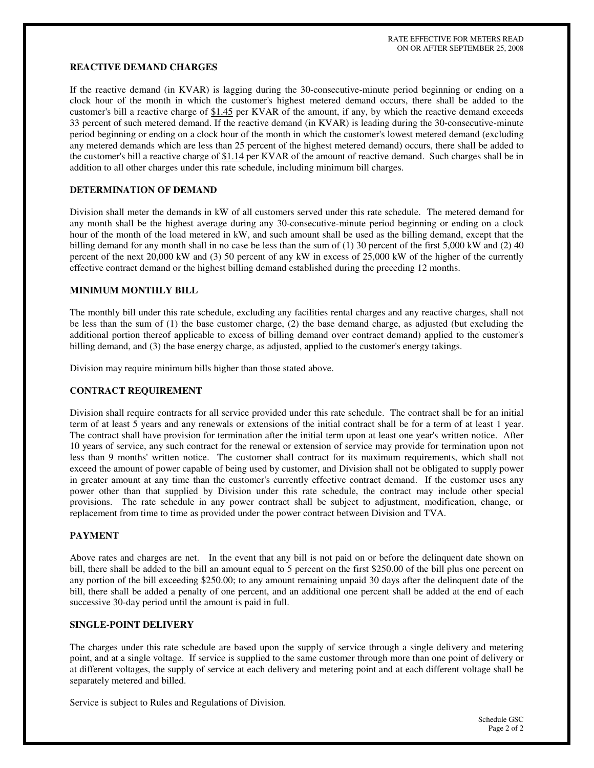RATE EFFECTIVE FOR METERS READ
ON OR AFTER SEPTEMBER 25, 2008

**REACTIVE DEMAND CHARGES**

If the reactive demand (in KVAR) is lagging during the 30-consecutive-minute period beginning or ending on a clock hour of the month in which the customer's highest metered demand occurs, there shall be added to the customer's bill a reactive charge of $1.45 per KVAR of the amount, if any, by which the reactive demand exceeds 33 percent of such metered demand. If the reactive demand (in KVAR) is leading during the 30-consecutive-minute period beginning or ending on a clock hour of the month in which the customer's lowest metered demand (excluding any metered demands which are less than 25 percent of the highest metered demand) occurs, there shall be added to the customer's bill a reactive charge of $1.14 per KVAR of the amount of reactive demand. Such charges shall be in addition to all other charges under this rate schedule, including minimum bill charges.

**DETERMINATION OF DEMAND**

Division shall meter the demands in kW of all customers served under this rate schedule. The metered demand for any month shall be the highest average during any 30-consecutive-minute period beginning or ending on a clock hour of the month of the load metered in kW, and such amount shall be used as the billing demand, except that the billing demand for any month shall in no case be less than the sum of (1) 30 percent of the first 5,000 kW and (2) 40 percent of the next 20,000 kW and (3) 50 percent of any kW in excess of 25,000 kW of the higher of the currently effective contract demand or the highest billing demand established during the preceding 12 months.

**MINIMUM MONTHLY BILL**

The monthly bill under this rate schedule, excluding any facilities rental charges and any reactive charges, shall not be less than the sum of (1) the base customer charge, (2) the base demand charge, as adjusted (but excluding the additional portion thereof applicable to excess of billing demand over contract demand) applied to the customer's billing demand, and (3) the base energy charge, as adjusted, applied to the customer's energy takings.

Division may require minimum bills higher than those stated above.

**CONTRACT REQUIREMENT**

Division shall require contracts for all service provided under this rate schedule. The contract shall be for an initial term of at least 5 years and any renewals or extensions of the initial contract shall be for a term of at least 1 year. The contract shall have provision for termination after the initial term upon at least one year's written notice. After 10 years of service, any such contract for the renewal or extension of service may provide for termination upon not less than 9 months' written notice. The customer shall contract for its maximum requirements, which shall not exceed the amount of power capable of being used by customer, and Division shall not be obligated to supply power in greater amount at any time than the customer's currently effective contract demand. If the customer uses any power other than that supplied by Division under this rate schedule, the contract may include other special provisions. The rate schedule in any power contract shall be subject to adjustment, modification, change, or replacement from time to time as provided under the power contract between Division and TVA.

**PAYMENT**

Above rates and charges are net. In the event that any bill is not paid on or before the delinquent date shown on bill, there shall be added to the bill an amount equal to 5 percent on the first $250.00 of the bill plus one percent on any portion of the bill exceeding $250.00; to any amount remaining unpaid 30 days after the delinquent date of the bill, there shall be added a penalty of one percent, and an additional one percent shall be added at the end of each successive 30-day period until the amount is paid in full.

**SINGLE-POINT DELIVERY**

The charges under this rate schedule are based upon the supply of service through a single delivery and metering point, and at a single voltage. If service is supplied to the same customer through more than one point of delivery or at different voltages, the supply of service at each delivery and metering point and at each different voltage shall be separately metered and billed.

Service is subject to Rules and Regulations of Division.

Schedule GSC